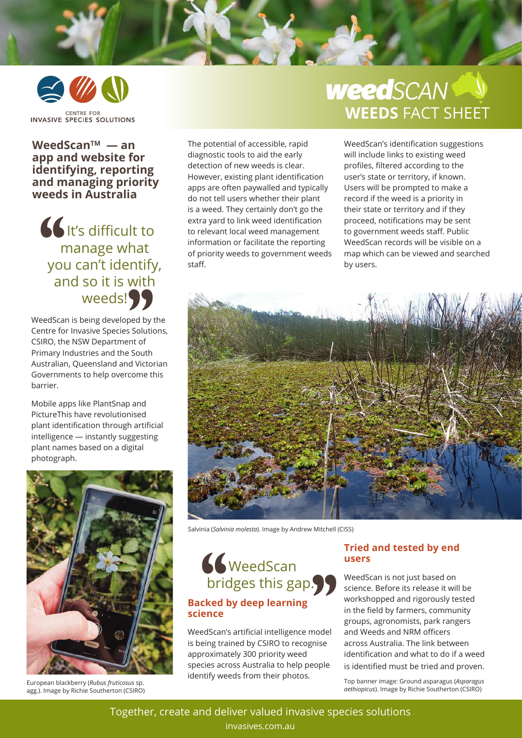# weedSCAN WEEDS FACT SHEET

CENTRE FOR INVASIVE SPECIES SOLUTIONS

## WeedScan™ — an app and website for identifying, reporting and managing priority weeds in Australia

> "It's difficult to manage what you can't identify, and so it is with weeds!"

WeedScan is being developed by the Centre for Invasive Species Solutions, CSIRO, the NSW Department of Primary Industries and the South Australian, Queensland and Victorian Governments to help overcome this barrier.

Mobile apps like PlantSnap and PictureThis have revolutionised plant identification through artificial intelligence — instantly suggesting plant names based on a digital photograph.

European blackberry (*Rubus fruticosus* sp. agg.). Image by Richie Southerton (CSIRO)

The potential of accessible, rapid diagnostic tools to aid the early detection of new weeds is clear. However, existing plant identification apps are often paywalled and typically do not tell users whether their plant is a weed. They certainly don't go the extra yard to link weed identification to relevant local weed management information or facilitate the reporting of priority weeds to government weeds staff.

WeedScan's identification suggestions will include links to existing weed profiles, filtered according to the user's state or territory, if known. Users will be prompted to make a record if the weed is a priority in their state or territory and if they proceed, notifications may be sent to government weeds staff. Public WeedScan records will be visible on a map which can be viewed and searched by users.

Salvinia (*Salvinia molesta*). Image by Andrew Mitchell (CISS)

> "WeedScan bridges this gap."

### Backed by deep learning science

WeedScan's artificial intelligence model is being trained by CSIRO to recognise approximately 300 priority weed species across Australia to help people identify weeds from their photos.

### Tried and tested by end users

WeedScan is not just based on science. Before its release it will be workshopped and rigorously tested in the field by farmers, community groups, agronomists, park rangers and Weeds and NRM officers across Australia. The link between identification and what to do if a weed is identified must be tried and proven.

Top banner image: Ground asparagus (*Asparagus aethiopicus*). Image by Richie Southerton (CSIRO)

Together, create and deliver valued invasive species solutions

invasives.com.au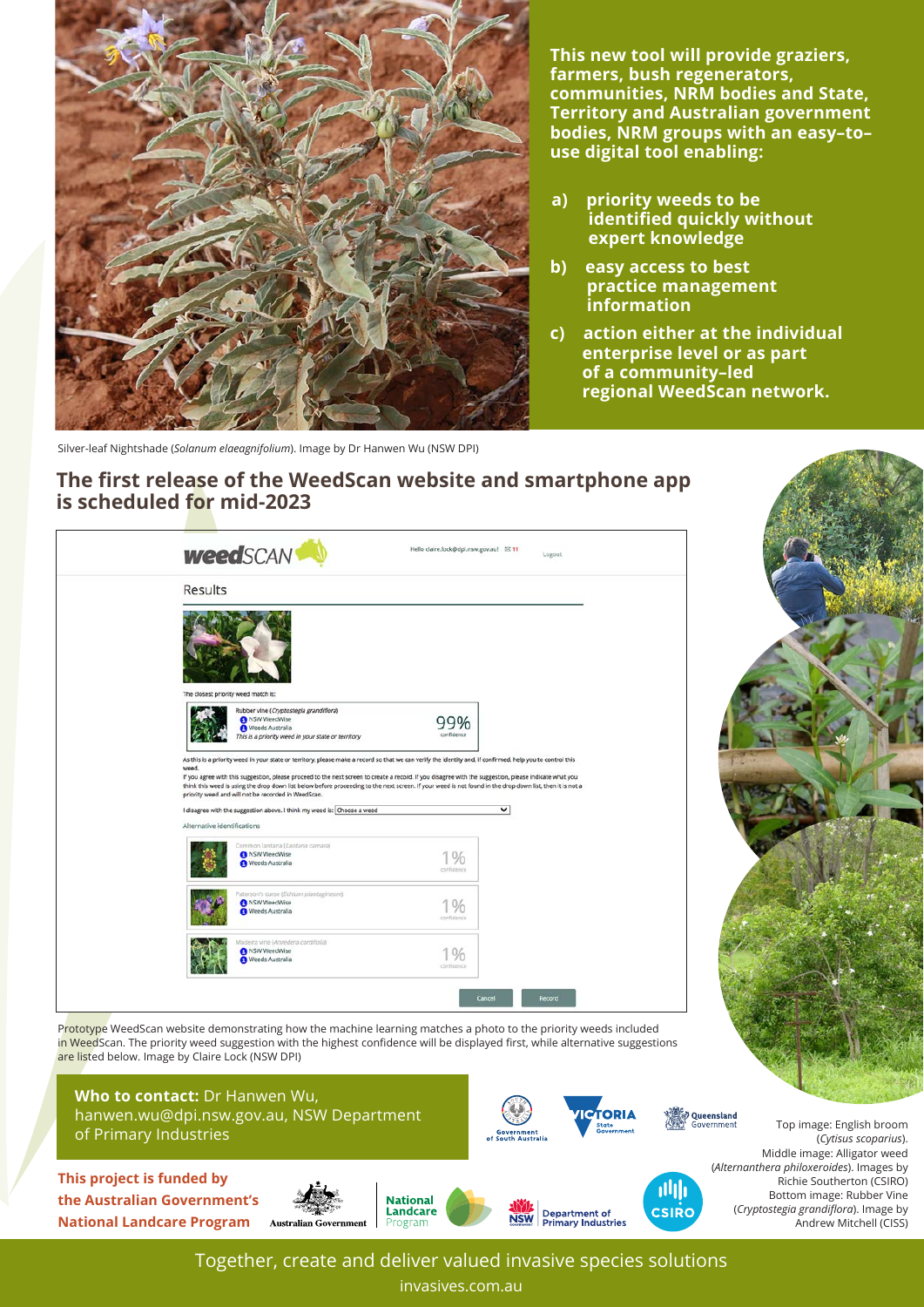**This new tool will provide graziers, farmers, bush regenerators, communities, NRM bodies and State, Territory and Australian government bodies, NRM groups with an easy–to–use digital tool enabling:**

- **a) priority weeds to be identified quickly without expert knowledge**
- **b) easy access to best practice management information**
- **c) action either at the individual enterprise level or as part of a community–led regional WeedScan network.**

Silver-leaf Nightshade (*Solanum elaeagnifolium*). Image by Dr Hanwen Wu (NSW DPI)

## The first release of the WeedScan website and smartphone app is scheduled for mid-2023

Prototype WeedScan website demonstrating how the machine learning matches a photo to the priority weeds included in WeedScan. The priority weed suggestion with the highest confidence will be displayed first, while alternative suggestions are listed below. Image by Claire Lock (NSW DPI)

**Who to contact:** Dr Hanwen Wu, hanwen.wu@dpi.nsw.gov.au, NSW Department of Primary Industries

**This project is funded by the Australian Government's National Landcare Program**

Top image: English broom (*Cytisus scoparius*). Middle image: Alligator weed (*Alternanthera philoxeroides*). Images by Richie Southerton (CSIRO) Bottom image: Rubber Vine (*Cryptostegia grandiflora*). Image by Andrew Mitchell (CISS)

Together, create and deliver valued invasive species solutions

invasives.com.au